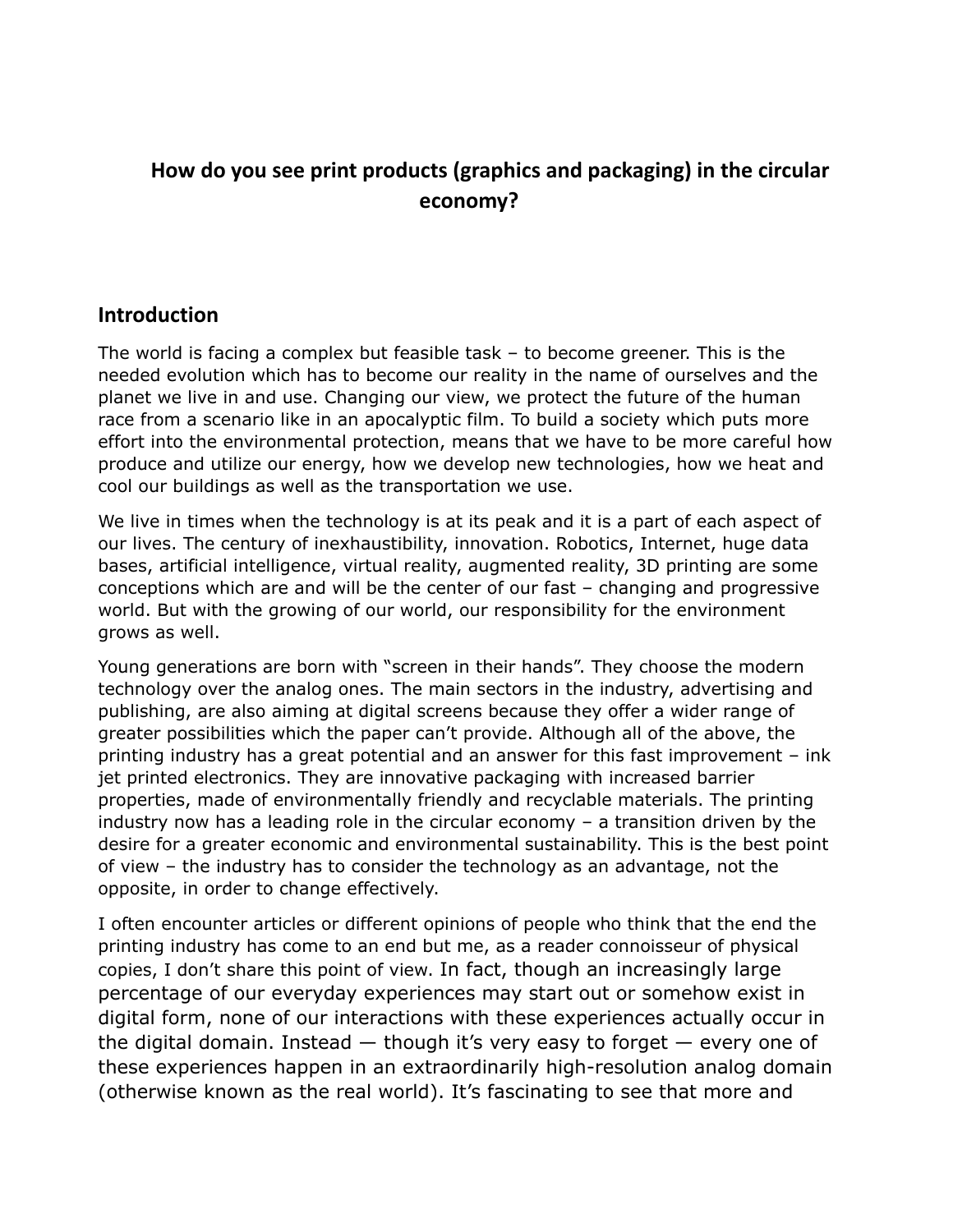# How do you see print products (graphics and packaging) in the circular economy?

## Introduction

The world is facing a complex but feasible task – to become greener. This is the needed evolution which has to become our reality in the name of ourselves and the planet we live in and use. Changing our view, we protect the future of the human race from a scenario like in an apocalyptic film. To build a society which puts more effort into the environmental protection, means that we have to be more careful how produce and utilize our energy, how we develop new technologies, how we heat and cool our buildings as well as the transportation we use.

We live in times when the technology is at its peak and it is a part of each aspect of our lives. The century of inexhaustibility, innovation. Robotics, Internet, huge data bases, artificial intelligence, virtual reality, augmented reality, 3D printing are some conceptions which are and will be the center of our fast – changing and progressive world. But with the growing of our world, our responsibility for the environment grows as well.

Young generations are born with "screen in their hands". They choose the modern technology over the analog ones. The main sectors in the industry, advertising and publishing, are also aiming at digital screens because they offer a wider range of greater possibilities which the paper can't provide. Although all of the above, the printing industry has a great potential and an answer for this fast improvement – ink jet printed electronics. They are innovative packaging with increased barrier properties, made of environmentally friendly and recyclable materials. The printing industry now has a leading role in the circular economy – a transition driven by the desire for a greater economic and environmental sustainability. This is the best point of view – the industry has to consider the technology as an advantage, not the opposite, in order to change effectively.

I often encounter articles or different opinions of people who think that the end the printing industry has come to an end but me, as a reader connoisseur of physical copies, I don't share this point of view. In fact, though an increasingly large percentage of our everyday experiences may start out or somehow exist in digital form, none of our interactions with these experiences actually occur in the digital domain. Instead — though it's very easy to forget — every one of these experiences happen in an extraordinarily high-resolution analog domain (otherwise known as the real world). It's fascinating to see that more and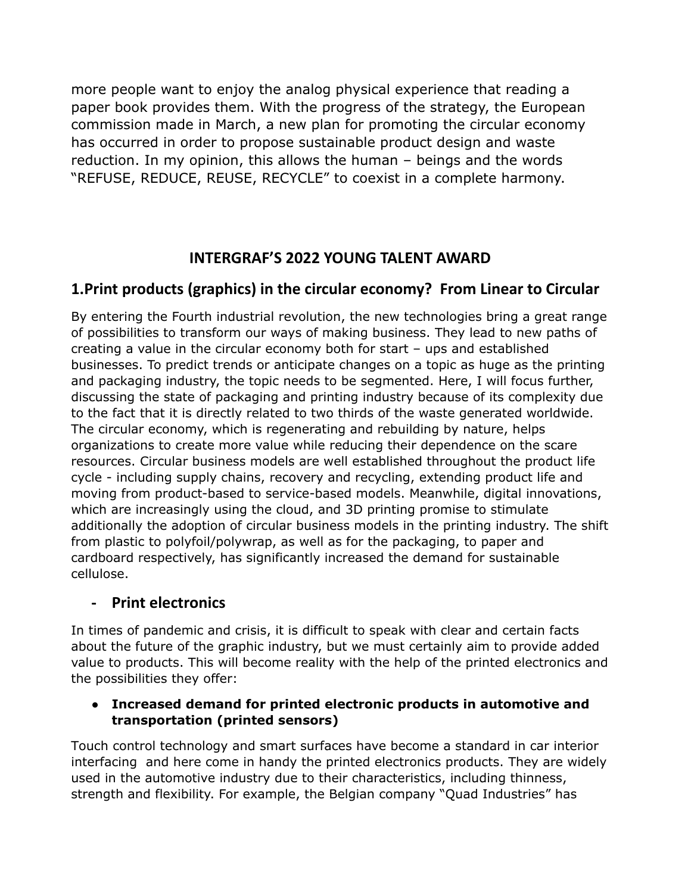more people want to enjoy the analog physical experience that reading a paper book provides them. With the progress of the strategy, the European commission made in March, a new plan for promoting the circular economy has occurred in order to propose sustainable product design and waste reduction. In my opinion, this allows the human – beings and the words "REFUSE, REDUCE, REUSE, RECYCLE" to coexist in a complete harmony.

# INTERGRAF'S 2022 YOUNG TALENT AWARD

## 1.Print products (graphics) in the circular economy? From Linear to Circular

By entering the Fourth industrial revolution, the new technologies bring a great range of possibilities to transform our ways of making business. They lead to new paths of creating a value in the circular economy both for start – ups and established businesses. To predict trends or anticipate changes on a topic as huge as the printing and packaging industry, the topic needs to be segmented. Here, I will focus further, discussing the state of packaging and printing industry because of its complexity due to the fact that it is directly related to two thirds of the waste generated worldwide. The circular economy, which is regenerating and rebuilding by nature, helps organizations to create more value while reducing their dependence on the scare resources. Circular business models are well established throughout the product life cycle - including supply chains, recovery and recycling, extending product life and moving from product-based to service-based models. Meanwhile, digital innovations, which are increasingly using the cloud, and 3D printing promise to stimulate additionally the adoption of circular business models in the printing industry. The shift from plastic to polyfoil/polywrap, as well as for the packaging, to paper and cardboard respectively, has significantly increased the demand for sustainable cellulose.

## - Print electronics

In times of pandemic and crisis, it is difficult to speak with clear and certain facts about the future of the graphic industry, but we must certainly aim to provide added value to products. This will become reality with the help of the printed electronics and the possibilities they offer:

- **Increased demand for printed electronic products in automotive and transportation (printed sensors)**

Touch control technology and smart surfaces have become a standard in car interior interfacing and here come in handy the printed electronics products. They are widely used in the automotive industry due to their characteristics, including thinness, strength and flexibility. For example, the Belgian company "Quad Industries" has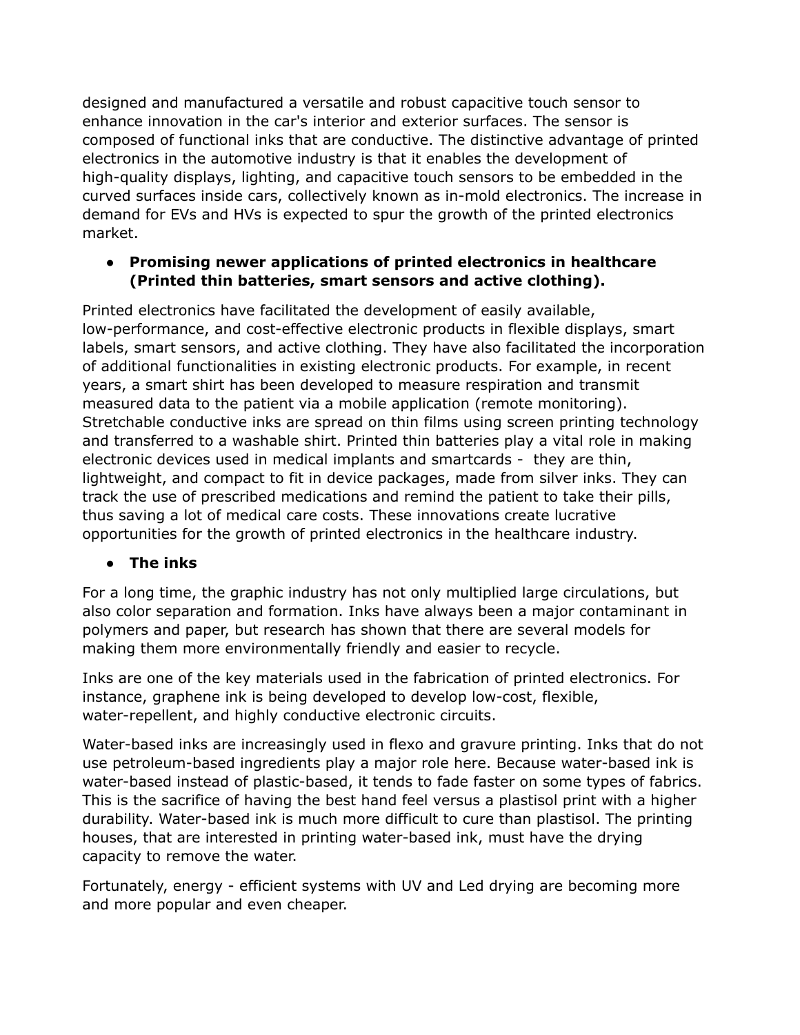designed and manufactured a versatile and robust capacitive touch sensor to enhance innovation in the car's interior and exterior surfaces. The sensor is composed of functional inks that are conductive. The distinctive advantage of printed electronics in the automotive industry is that it enables the development of high-quality displays, lighting, and capacitive touch sensors to be embedded in the curved surfaces inside cars, collectively known as in-mold electronics. The increase in demand for EVs and HVs is expected to spur the growth of the printed electronics market.

- **Promising newer applications of printed electronics in healthcare (Printed thin batteries, smart sensors and active clothing).**

Printed electronics have facilitated the development of easily available, low-performance, and cost-effective electronic products in flexible displays, smart labels, smart sensors, and active clothing. They have also facilitated the incorporation of additional functionalities in existing electronic products. For example, in recent years, a smart shirt has been developed to measure respiration and transmit measured data to the patient via a mobile application (remote monitoring). Stretchable conductive inks are spread on thin films using screen printing technology and transferred to a washable shirt. Printed thin batteries play a vital role in making electronic devices used in medical implants and smartcards - they are thin, lightweight, and compact to fit in device packages, made from silver inks. They can track the use of prescribed medications and remind the patient to take their pills, thus saving a lot of medical care costs. These innovations create lucrative opportunities for the growth of printed electronics in the healthcare industry.

- **The inks**

For a long time, the graphic industry has not only multiplied large circulations, but also color separation and formation. Inks have always been a major contaminant in polymers and paper, but research has shown that there are several models for making them more environmentally friendly and easier to recycle.

Inks are one of the key materials used in the fabrication of printed electronics. For instance, graphene ink is being developed to develop low-cost, flexible, water-repellent, and highly conductive electronic circuits.

Water-based inks are increasingly used in flexo and gravure printing. Inks that do not use petroleum-based ingredients play a major role here. Because water-based ink is water-based instead of plastic-based, it tends to fade faster on some types of fabrics. This is the sacrifice of having the best hand feel versus a plastisol print with a higher durability. Water-based ink is much more difficult to cure than plastisol. The printing houses, that are interested in printing water-based ink, must have the drying capacity to remove the water.

Fortunately, energy - efficient systems with UV and Led drying are becoming more and more popular and even cheaper.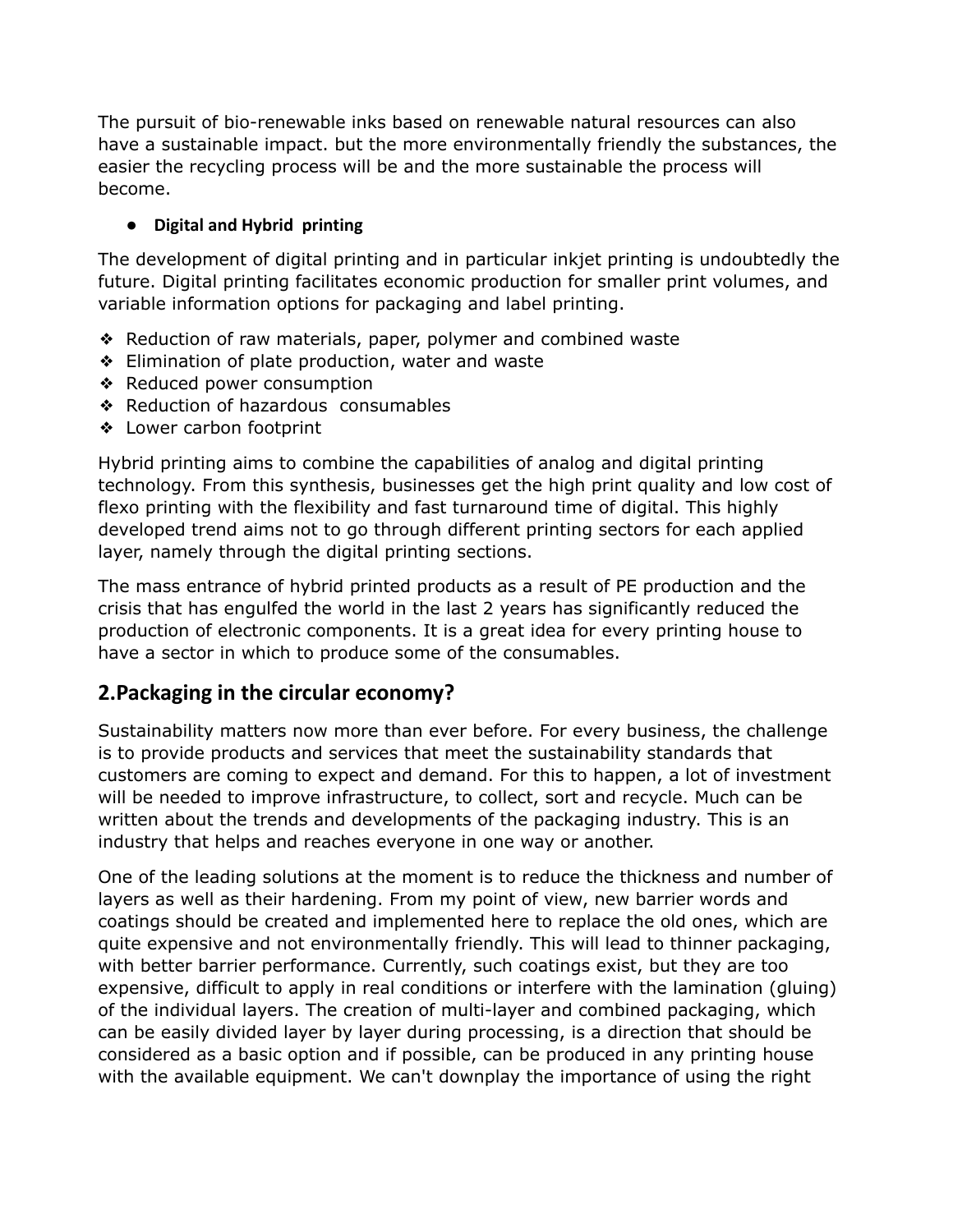The pursuit of bio-renewable inks based on renewable natural resources can also have a sustainable impact. but the more environmentally friendly the substances, the easier the recycling process will be and the more sustainable the process will become.

- **Digital and Hybrid printing**

The development of digital printing and in particular inkjet printing is undoubtedly the future. Digital printing facilitates economic production for smaller print volumes, and variable information options for packaging and label printing.

- Reduction of raw materials, paper, polymer and combined waste
- Elimination of plate production, water and waste
- Reduced power consumption
- Reduction of hazardous consumables
- Lower carbon footprint

Hybrid printing aims to combine the capabilities of analog and digital printing technology. From this synthesis, businesses get the high print quality and low cost of flexo printing with the flexibility and fast turnaround time of digital. This highly developed trend aims not to go through different printing sectors for each applied layer, namely through the digital printing sections.

The mass entrance of hybrid printed products as a result of PE production and the crisis that has engulfed the world in the last 2 years has significantly reduced the production of electronic components. It is a great idea for every printing house to have a sector in which to produce some of the consumables.

## 2.Packaging in the circular economy?

Sustainability matters now more than ever before. For every business, the challenge is to provide products and services that meet the sustainability standards that customers are coming to expect and demand. For this to happen, a lot of investment will be needed to improve infrastructure, to collect, sort and recycle. Much can be written about the trends and developments of the packaging industry. This is an industry that helps and reaches everyone in one way or another.

One of the leading solutions at the moment is to reduce the thickness and number of layers as well as their hardening. From my point of view, new barrier words and coatings should be created and implemented here to replace the old ones, which are quite expensive and not environmentally friendly. This will lead to thinner packaging, with better barrier performance. Currently, such coatings exist, but they are too expensive, difficult to apply in real conditions or interfere with the lamination (gluing) of the individual layers. The creation of multi-layer and combined packaging, which can be easily divided layer by layer during processing, is a direction that should be considered as a basic option and if possible, can be produced in any printing house with the available equipment. We can't downplay the importance of using the right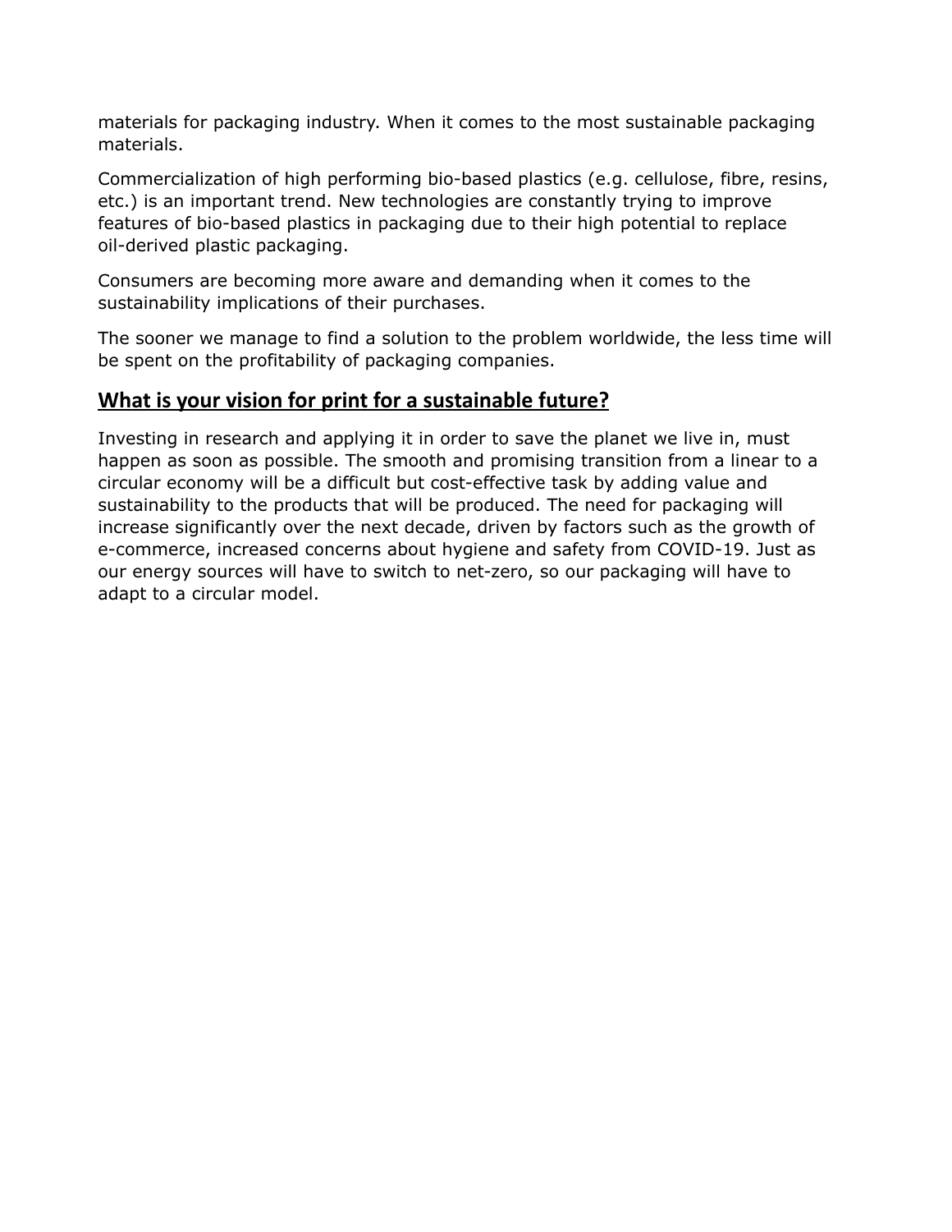materials for packaging industry. When it comes to the most sustainable packaging materials.

Commercialization of high performing bio-based plastics (e.g. cellulose, fibre, resins, etc.) is an important trend. New technologies are constantly trying to improve features of bio-based plastics in packaging due to their high potential to replace oil-derived plastic packaging.

Consumers are becoming more aware and demanding when it comes to the sustainability implications of their purchases.

The sooner we manage to find a solution to the problem worldwide, the less time will be spent on the profitability of packaging companies.

## What is your vision for print for a sustainable future?

Investing in research and applying it in order to save the planet we live in, must happen as soon as possible. The smooth and promising transition from a linear to a circular economy will be a difficult but cost-effective task by adding value and sustainability to the products that will be produced. The need for packaging will increase significantly over the next decade, driven by factors such as the growth of e-commerce, increased concerns about hygiene and safety from COVID-19. Just as our energy sources will have to switch to net-zero, so our packaging will have to adapt to a circular model.